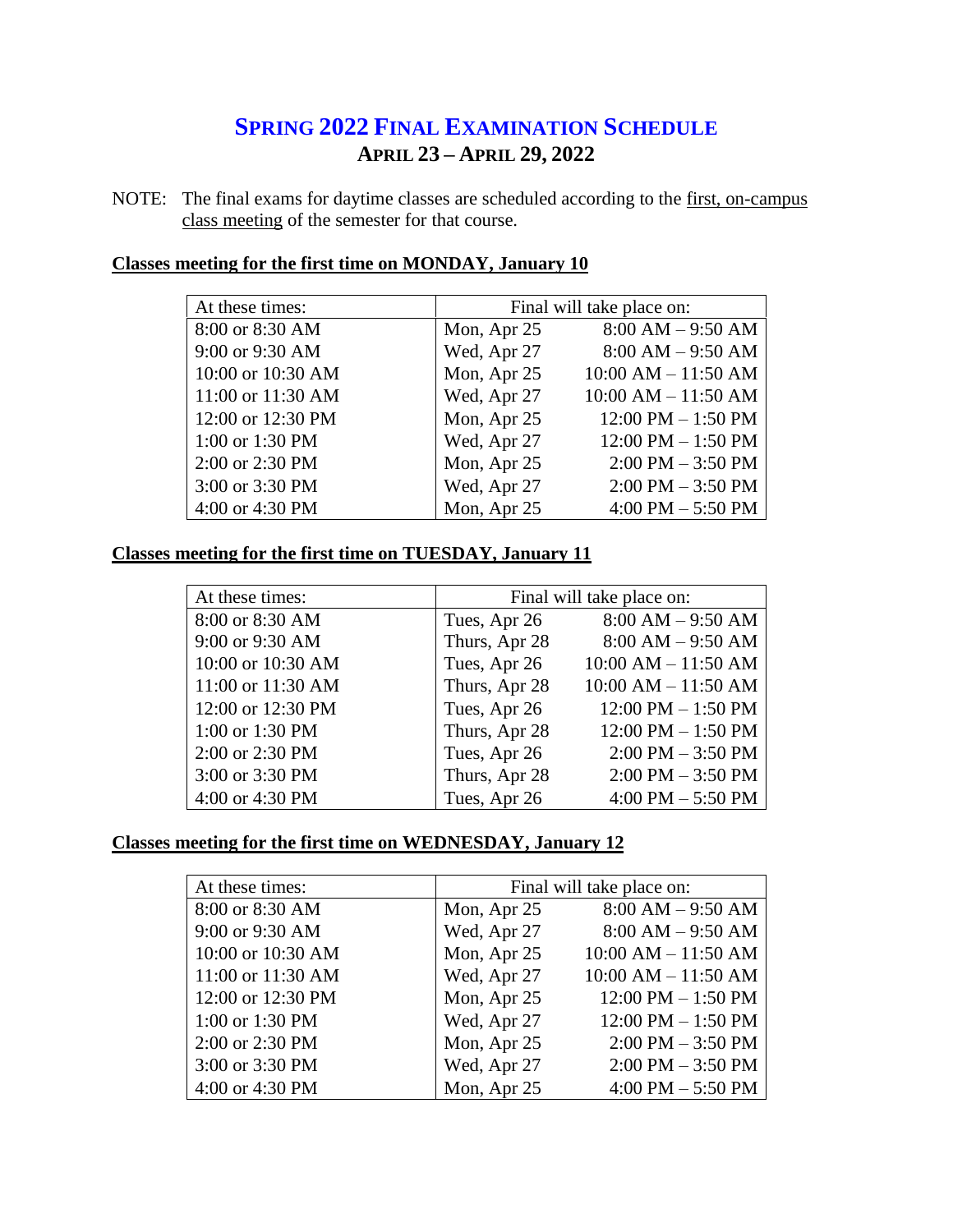# Spring 2022 Final Examination Schedule

## April 23 – April 29, 2022

NOTE: The final exams for daytime classes are scheduled according to the first, on-campus class meeting of the semester for that course.

### Classes meeting for the first time on MONDAY, January 10

| At these times: | Final will take place on: | |
|---|---|---|
| 8:00 or 8:30 AM | Mon, Apr 25 | 8:00 AM – 9:50 AM |
| 9:00 or 9:30 AM | Wed, Apr 27 | 8:00 AM – 9:50 AM |
| 10:00 or 10:30 AM | Mon, Apr 25 | 10:00 AM – 11:50 AM |
| 11:00 or 11:30 AM | Wed, Apr 27 | 10:00 AM – 11:50 AM |
| 12:00 or 12:30 PM | Mon, Apr 25 | 12:00 PM – 1:50 PM |
| 1:00 or 1:30 PM | Wed, Apr 27 | 12:00 PM – 1:50 PM |
| 2:00 or 2:30 PM | Mon, Apr 25 | 2:00 PM – 3:50 PM |
| 3:00 or 3:30 PM | Wed, Apr 27 | 2:00 PM – 3:50 PM |
| 4:00 or 4:30 PM | Mon, Apr 25 | 4:00 PM – 5:50 PM |

### Classes meeting for the first time on TUESDAY, January 11

| At these times: | Final will take place on: | |
|---|---|---|
| 8:00 or 8:30 AM | Tues, Apr 26 | 8:00 AM – 9:50 AM |
| 9:00 or 9:30 AM | Thurs, Apr 28 | 8:00 AM – 9:50 AM |
| 10:00 or 10:30 AM | Tues, Apr 26 | 10:00 AM – 11:50 AM |
| 11:00 or 11:30 AM | Thurs, Apr 28 | 10:00 AM – 11:50 AM |
| 12:00 or 12:30 PM | Tues, Apr 26 | 12:00 PM – 1:50 PM |
| 1:00 or 1:30 PM | Thurs, Apr 28 | 12:00 PM – 1:50 PM |
| 2:00 or 2:30 PM | Tues, Apr 26 | 2:00 PM – 3:50 PM |
| 3:00 or 3:30 PM | Thurs, Apr 28 | 2:00 PM – 3:50 PM |
| 4:00 or 4:30 PM | Tues, Apr 26 | 4:00 PM – 5:50 PM |

### Classes meeting for the first time on WEDNESDAY, January 12

| At these times: | Final will take place on: | |
|---|---|---|
| 8:00 or 8:30 AM | Mon, Apr 25 | 8:00 AM – 9:50 AM |
| 9:00 or 9:30 AM | Wed, Apr 27 | 8:00 AM – 9:50 AM |
| 10:00 or 10:30 AM | Mon, Apr 25 | 10:00 AM – 11:50 AM |
| 11:00 or 11:30 AM | Wed, Apr 27 | 10:00 AM – 11:50 AM |
| 12:00 or 12:30 PM | Mon, Apr 25 | 12:00 PM – 1:50 PM |
| 1:00 or 1:30 PM | Wed, Apr 27 | 12:00 PM – 1:50 PM |
| 2:00 or 2:30 PM | Mon, Apr 25 | 2:00 PM – 3:50 PM |
| 3:00 or 3:30 PM | Wed, Apr 27 | 2:00 PM – 3:50 PM |
| 4:00 or 4:30 PM | Mon, Apr 25 | 4:00 PM – 5:50 PM |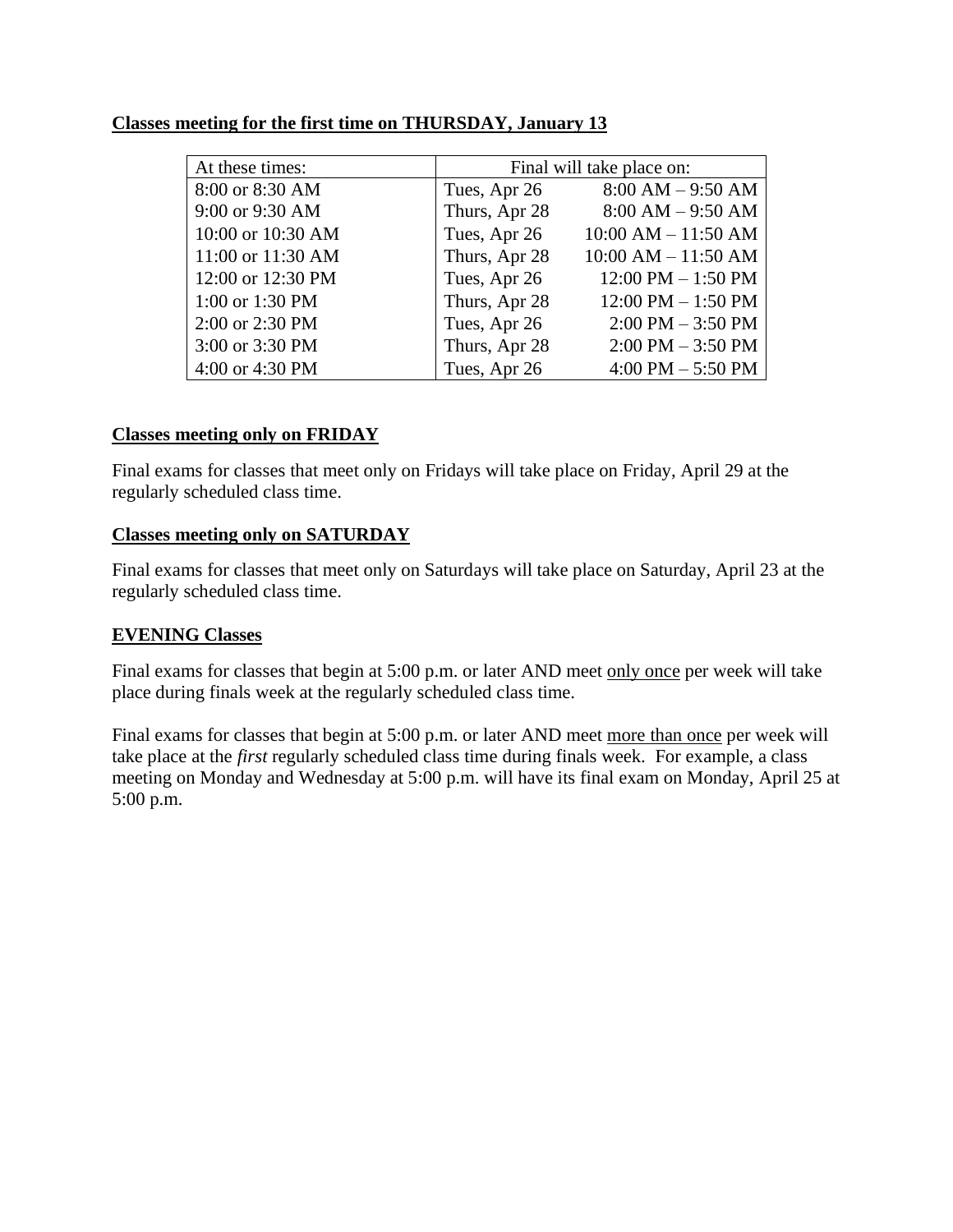**<u>Classes meeting for the first time on THURSDAY, January 13</u>**

| At these times: | Final will take place on: | |
|---|---|---|
| 8:00 or 8:30 AM | Tues, Apr 26 | 8:00 AM – 9:50 AM |
| 9:00 or 9:30 AM | Thurs, Apr 28 | 8:00 AM – 9:50 AM |
| 10:00 or 10:30 AM | Tues, Apr 26 | 10:00 AM – 11:50 AM |
| 11:00 or 11:30 AM | Thurs, Apr 28 | 10:00 AM – 11:50 AM |
| 12:00 or 12:30 PM | Tues, Apr 26 | 12:00 PM – 1:50 PM |
| 1:00 or 1:30 PM | Thurs, Apr 28 | 12:00 PM – 1:50 PM |
| 2:00 or 2:30 PM | Tues, Apr 26 | 2:00 PM – 3:50 PM |
| 3:00 or 3:30 PM | Thurs, Apr 28 | 2:00 PM – 3:50 PM |
| 4:00 or 4:30 PM | Tues, Apr 26 | 4:00 PM – 5:50 PM |

**<u>Classes meeting only on FRIDAY</u>**

Final exams for classes that meet only on Fridays will take place on Friday, April 29 at the regularly scheduled class time.

**<u>Classes meeting only on SATURDAY</u>**

Final exams for classes that meet only on Saturdays will take place on Saturday, April 23 at the regularly scheduled class time.

**<u>EVENING Classes</u>**

Final exams for classes that begin at 5:00 p.m. or later AND meet <u>only once</u> per week will take place during finals week at the regularly scheduled class time.

Final exams for classes that begin at 5:00 p.m. or later AND meet <u>more than once</u> per week will take place at the *first* regularly scheduled class time during finals week. For example, a class meeting on Monday and Wednesday at 5:00 p.m. will have its final exam on Monday, April 25 at 5:00 p.m.